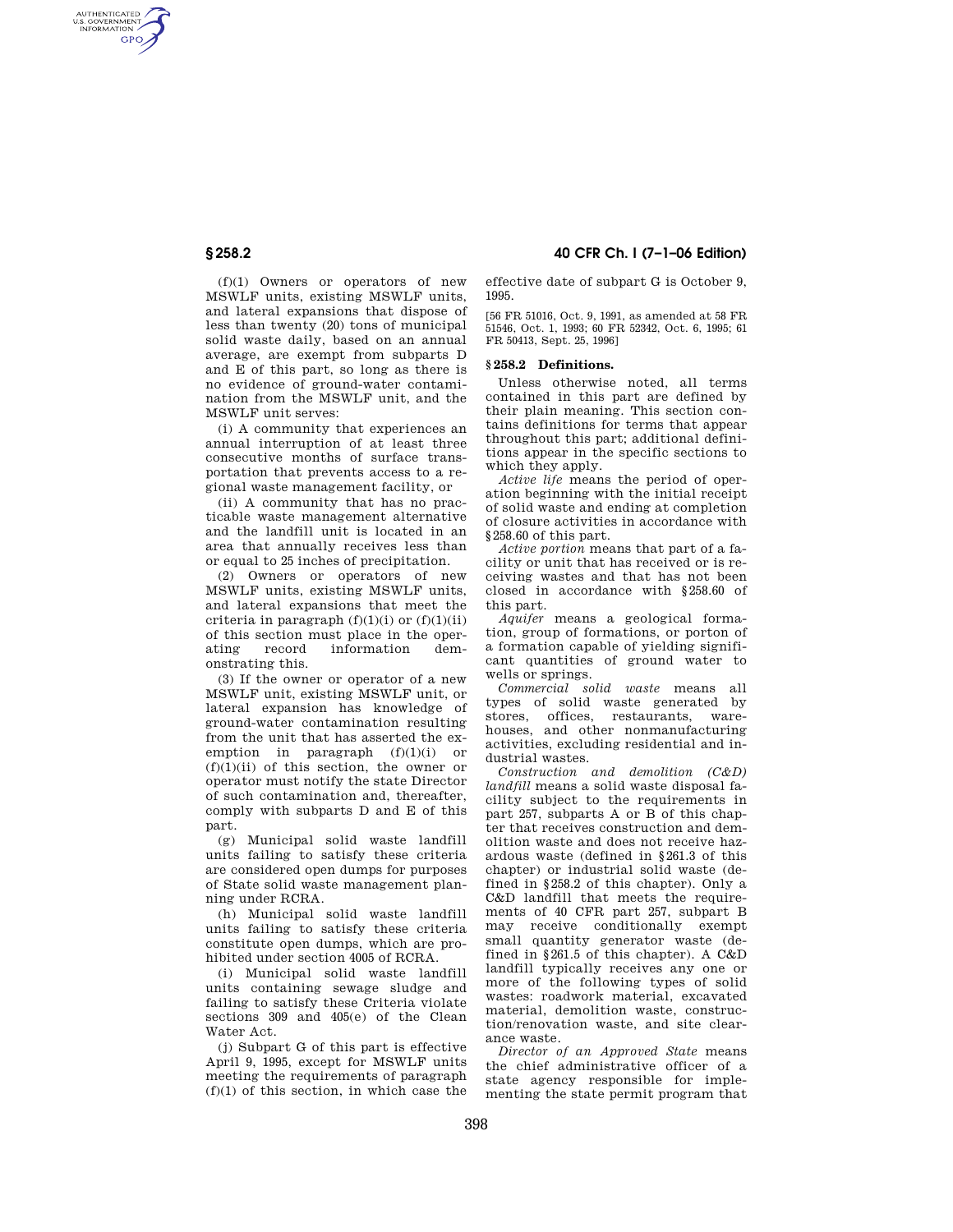(f)(1) Owners or operators of new MSWLF units, existing MSWLF units, and lateral expansions that dispose of less than twenty (20) tons of municipal solid waste daily, based on an annual average, are exempt from subparts D and E of this part, so long as there is no evidence of ground-water contamination from the MSWLF unit, and the MSWLF unit serves:

(i) A community that experiences an annual interruption of at least three consecutive months of surface transportation that prevents access to a regional waste management facility, or

(ii) A community that has no practicable waste management alternative and the landfill unit is located in an area that annually receives less than or equal to 25 inches of precipitation.

(2) Owners or operators of new MSWLF units, existing MSWLF units, and lateral expansions that meet the criteria in paragraph (f)(1)(i) or (f)(1)(ii) of this section must place in the operating record information demonstrating this.

(3) If the owner or operator of a new MSWLF unit, existing MSWLF unit, or lateral expansion has knowledge of ground-water contamination resulting from the unit that has asserted the exemption in paragraph (f)(1)(i) or (f)(1)(ii) of this section, the owner or operator must notify the state Director of such contamination and, thereafter, comply with subparts D and E of this part.

(g) Municipal solid waste landfill units failing to satisfy these criteria are considered open dumps for purposes of State solid waste management planning under RCRA.

(h) Municipal solid waste landfill units failing to satisfy these criteria constitute open dumps, which are prohibited under section 4005 of RCRA.

(i) Municipal solid waste landfill units containing sewage sludge and failing to satisfy these Criteria violate sections 309 and 405(e) of the Clean Water Act.

(j) Subpart G of this part is effective April 9, 1995, except for MSWLF units meeting the requirements of paragraph (f)(1) of this section, in which case the effective date of subpart G is October 9, 1995.

[56 FR 51016, Oct. 9, 1991, as amended at 58 FR 51546, Oct. 1, 1993; 60 FR 52342, Oct. 6, 1995; 61 FR 50413, Sept. 25, 1996]

## § 258.2 Definitions.

Unless otherwise noted, all terms contained in this part are defined by their plain meaning. This section contains definitions for terms that appear throughout this part; additional definitions appear in the specific sections to which they apply.

*Active life* means the period of operation beginning with the initial receipt of solid waste and ending at completion of closure activities in accordance with §258.60 of this part.

*Active portion* means that part of a facility or unit that has received or is receiving wastes and that has not been closed in accordance with §258.60 of this part.

*Aquifer* means a geological formation, group of formations, or porton of a formation capable of yielding significant quantities of ground water to wells or springs.

*Commercial solid waste* means all types of solid waste generated by stores, offices, restaurants, warehouses, and other nonmanufacturing activities, excluding residential and industrial wastes.

*Construction and demolition (C&D) landfill* means a solid waste disposal facility subject to the requirements in part 257, subparts A or B of this chapter that receives construction and demolition waste and does not receive hazardous waste (defined in §261.3 of this chapter) or industrial solid waste (defined in §258.2 of this chapter). Only a C&D landfill that meets the requirements of 40 CFR part 257, subpart B may receive conditionally exempt small quantity generator waste (defined in §261.5 of this chapter). A C&D landfill typically receives any one or more of the following types of solid wastes: roadwork material, excavated material, demolition waste, construction/renovation waste, and site clearance waste.

*Director of an Approved State* means the chief administrative officer of a state agency responsible for implementing the state permit program that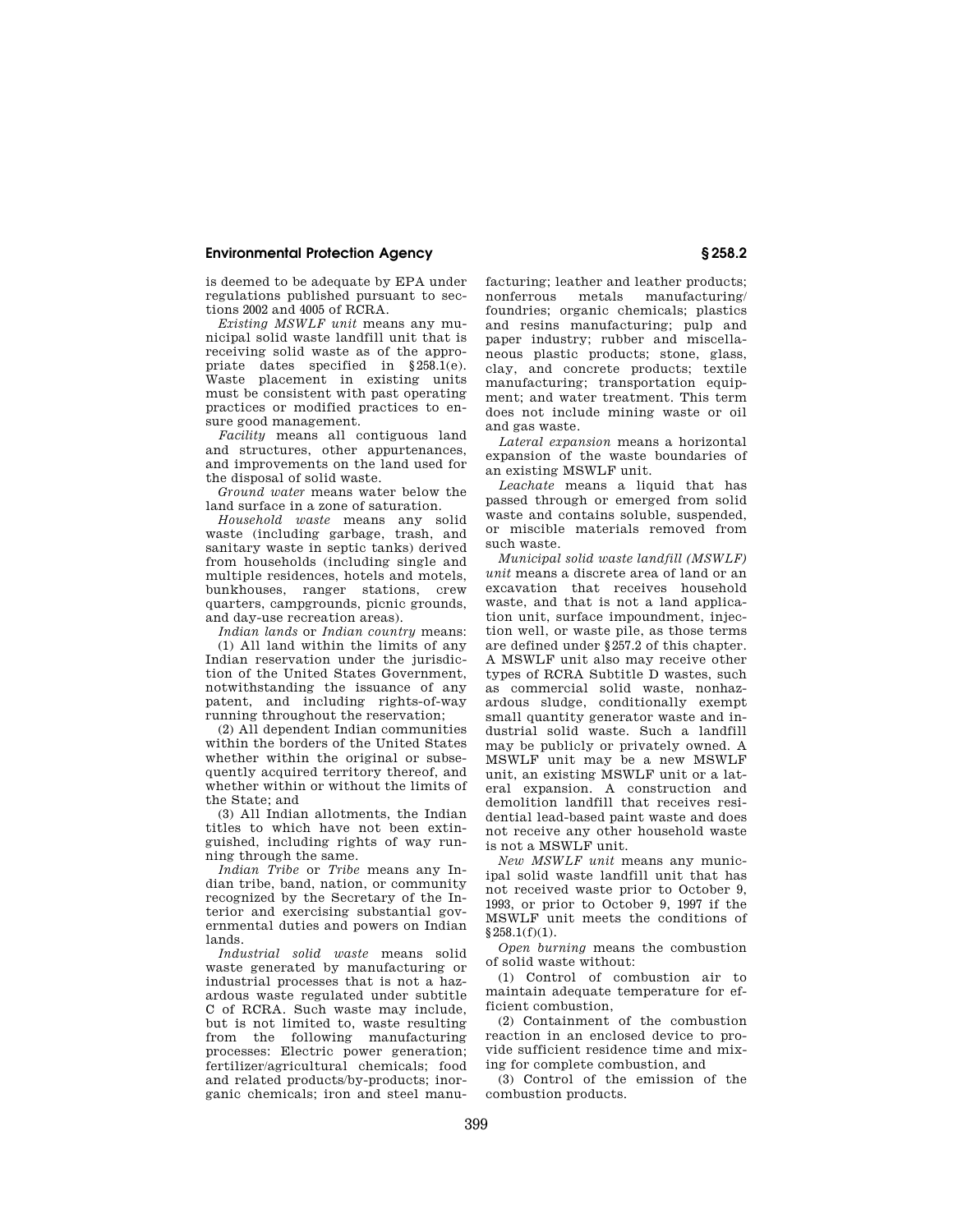is deemed to be adequate by EPA under regulations published pursuant to sections 2002 and 4005 of RCRA.

*Existing MSWLF unit* means any municipal solid waste landfill unit that is receiving solid waste as of the appropriate dates specified in §258.1(e). Waste placement in existing units must be consistent with past operating practices or modified practices to ensure good management.

*Facility* means all contiguous land and structures, other appurtenances, and improvements on the land used for the disposal of solid waste.

*Ground water* means water below the land surface in a zone of saturation.

*Household waste* means any solid waste (including garbage, trash, and sanitary waste in septic tanks) derived from households (including single and multiple residences, hotels and motels, bunkhouses, ranger stations, crew quarters, campgrounds, picnic grounds, and day-use recreation areas).

*Indian lands* or *Indian country* means:

(1) All land within the limits of any Indian reservation under the jurisdiction of the United States Government, notwithstanding the issuance of any patent, and including rights-of-way running throughout the reservation;

(2) All dependent Indian communities within the borders of the United States whether within the original or subsequently acquired territory thereof, and whether within or without the limits of the State; and

(3) All Indian allotments, the Indian titles to which have not been extinguished, including rights of way running through the same.

*Indian Tribe* or *Tribe* means any Indian tribe, band, nation, or community recognized by the Secretary of the Interior and exercising substantial governmental duties and powers on Indian lands.

*Industrial solid waste* means solid waste generated by manufacturing or industrial processes that is not a hazardous waste regulated under subtitle C of RCRA. Such waste may include, but is not limited to, waste resulting from the following manufacturing processes: Electric power generation; fertilizer/agricultural chemicals; food and related products/by-products; inorganic chemicals; iron and steel manufacturing; leather and leather products; nonferrous metals manufacturing/foundries; organic chemicals; plastics and resins manufacturing; pulp and paper industry; rubber and miscellaneous plastic products; stone, glass, clay, and concrete products; textile manufacturing; transportation equipment; and water treatment. This term does not include mining waste or oil and gas waste.

*Lateral expansion* means a horizontal expansion of the waste boundaries of an existing MSWLF unit.

*Leachate* means a liquid that has passed through or emerged from solid waste and contains soluble, suspended, or miscible materials removed from such waste.

*Municipal solid waste landfill (MSWLF) unit* means a discrete area of land or an excavation that receives household waste, and that is not a land application unit, surface impoundment, injection well, or waste pile, as those terms are defined under §257.2 of this chapter. A MSWLF unit also may receive other types of RCRA Subtitle D wastes, such as commercial solid waste, nonhazardous sludge, conditionally exempt small quantity generator waste and industrial solid waste. Such a landfill may be publicly or privately owned. A MSWLF unit may be a new MSWLF unit, an existing MSWLF unit or a lateral expansion. A construction and demolition landfill that receives residential lead-based paint waste and does not receive any other household waste is not a MSWLF unit.

*New MSWLF unit* means any municipal solid waste landfill unit that has not received waste prior to October 9, 1993, or prior to October 9, 1997 if the MSWLF unit meets the conditions of §258.1(f)(1).

*Open burning* means the combustion of solid waste without:

(1) Control of combustion air to maintain adequate temperature for efficient combustion,

(2) Containment of the combustion reaction in an enclosed device to provide sufficient residence time and mixing for complete combustion, and

(3) Control of the emission of the combustion products.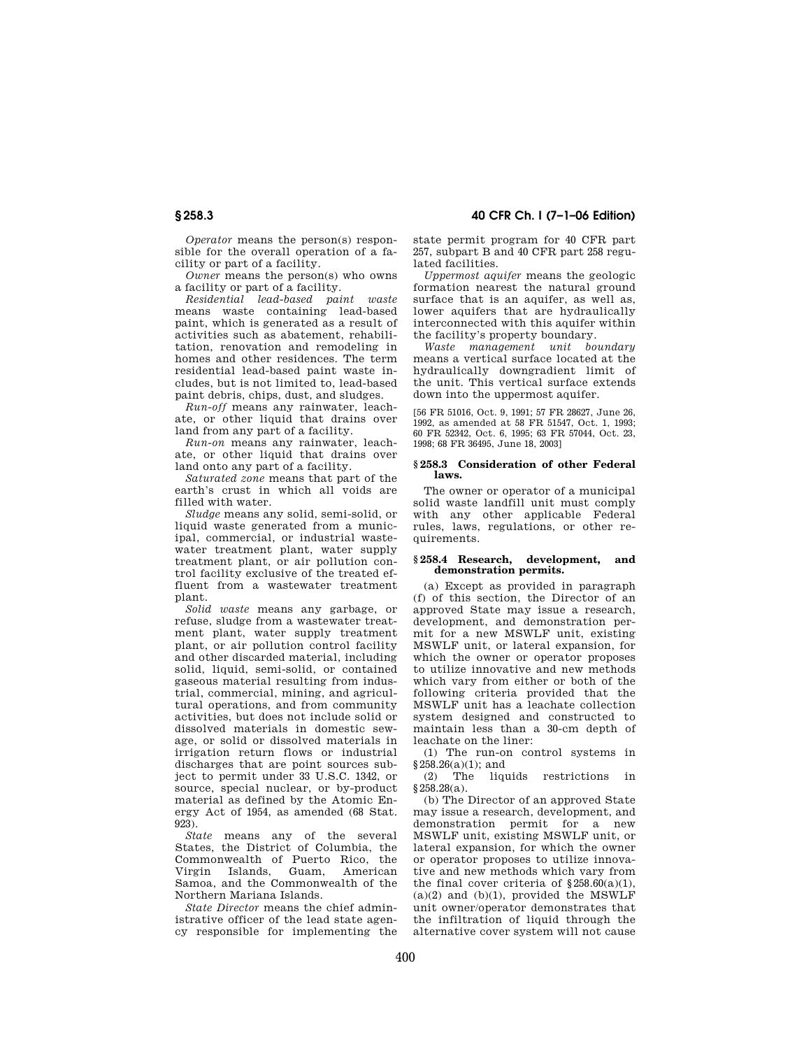*Operator* means the person(s) responsible for the overall operation of a facility or part of a facility.

*Owner* means the person(s) who owns a facility or part of a facility.

*Residential lead-based paint waste* means waste containing lead-based paint, which is generated as a result of activities such as abatement, rehabilitation, renovation and remodeling in homes and other residences. The term residential lead-based paint waste includes, but is not limited to, lead-based paint debris, chips, dust, and sludges.

*Run-off* means any rainwater, leachate, or other liquid that drains over land from any part of a facility.

*Run-on* means any rainwater, leachate, or other liquid that drains over land onto any part of a facility.

*Saturated zone* means that part of the earth's crust in which all voids are filled with water.

*Sludge* means any solid, semi-solid, or liquid waste generated from a municipal, commercial, or industrial wastewater treatment plant, water supply treatment plant, or air pollution control facility exclusive of the treated effluent from a wastewater treatment plant.

*Solid waste* means any garbage, or refuse, sludge from a wastewater treatment plant, water supply treatment plant, or air pollution control facility and other discarded material, including solid, liquid, semi-solid, or contained gaseous material resulting from industrial, commercial, mining, and agricultural operations, and from community activities, but does not include solid or dissolved materials in domestic sewage, or solid or dissolved materials in irrigation return flows or industrial discharges that are point sources subject to permit under 33 U.S.C. 1342, or source, special nuclear, or by-product material as defined by the Atomic Energy Act of 1954, as amended (68 Stat. 923).

*State* means any of the several States, the District of Columbia, the Commonwealth of Puerto Rico, the Virgin Islands, Guam, American Samoa, and the Commonwealth of the Northern Mariana Islands.

*State Director* means the chief administrative officer of the lead state agency responsible for implementing the state permit program for 40 CFR part 257, subpart B and 40 CFR part 258 regulated facilities.

*Uppermost aquifer* means the geologic formation nearest the natural ground surface that is an aquifer, as well as, lower aquifers that are hydraulically interconnected with this aquifer within the facility's property boundary.

*Waste management unit boundary* means a vertical surface located at the hydraulically downgradient limit of the unit. This vertical surface extends down into the uppermost aquifer.

[56 FR 51016, Oct. 9, 1991; 57 FR 28627, June 26, 1992, as amended at 58 FR 51547, Oct. 1, 1993; 60 FR 52342, Oct. 6, 1995; 63 FR 57044, Oct. 23, 1998; 68 FR 36495, June 18, 2003]

### § 258.3 Consideration of other Federal laws.

The owner or operator of a municipal solid waste landfill unit must comply with any other applicable Federal rules, laws, regulations, or other requirements.

### § 258.4 Research, development, and demonstration permits.

(a) Except as provided in paragraph (f) of this section, the Director of an approved State may issue a research, development, and demonstration permit for a new MSWLF unit, existing MSWLF unit, or lateral expansion, for which the owner or operator proposes to utilize innovative and new methods which vary from either or both of the following criteria provided that the MSWLF unit has a leachate collection system designed and constructed to maintain less than a 30-cm depth of leachate on the liner:

(1) The run-on control systems in §258.26(a)(1); and

(2) The liquids restrictions in §258.28(a).

(b) The Director of an approved State may issue a research, development, and demonstration permit for a new MSWLF unit, existing MSWLF unit, or lateral expansion, for which the owner or operator proposes to utilize innovative and new methods which vary from the final cover criteria of §258.60(a)(1), (a)(2) and (b)(1), provided the MSWLF unit owner/operator demonstrates that the infiltration of liquid through the alternative cover system will not cause